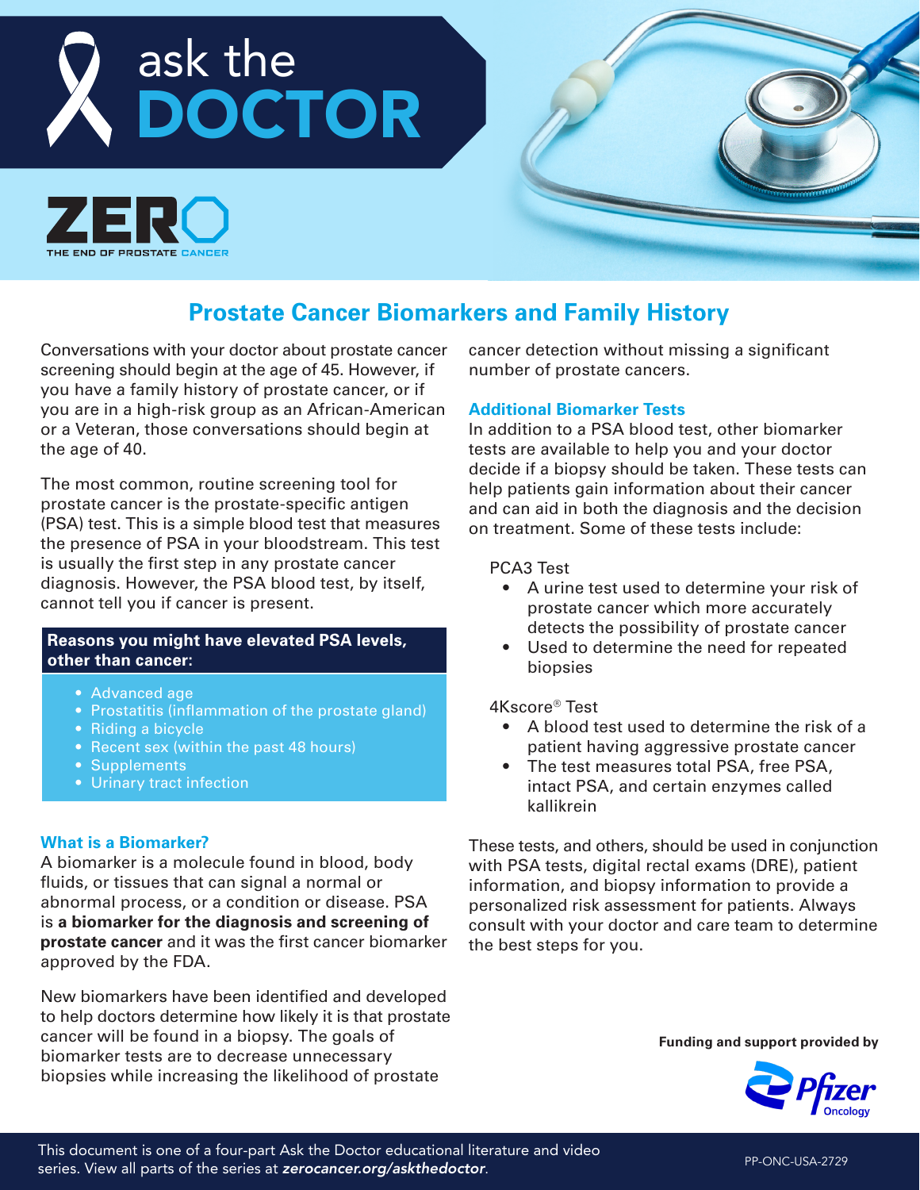# ask the DOCTOR

ZERO
THE END OF PROSTATE CANCER

## Prostate Cancer Biomarkers and Family History

Conversations with your doctor about prostate cancer screening should begin at the age of 45. However, if you have a family history of prostate cancer, or if you are in a high-risk group as an African-American or a Veteran, those conversations should begin at the age of 40.

The most common, routine screening tool for prostate cancer is the prostate-specific antigen (PSA) test. This is a simple blood test that measures the presence of PSA in your bloodstream. This test is usually the first step in any prostate cancer diagnosis. However, the PSA blood test, by itself, cannot tell you if cancer is present.

**Reasons you might have elevated PSA levels, other than cancer:**

- Advanced age
- Prostatitis (inflammation of the prostate gland)
- Riding a bicycle
- Recent sex (within the past 48 hours)
- Supplements
- Urinary tract infection

### What is a Biomarker?

A biomarker is a molecule found in blood, body fluids, or tissues that can signal a normal or abnormal process, or a condition or disease. PSA is **a biomarker for the diagnosis and screening of prostate cancer** and it was the first cancer biomarker approved by the FDA.

New biomarkers have been identified and developed to help doctors determine how likely it is that prostate cancer will be found in a biopsy. The goals of biomarker tests are to decrease unnecessary biopsies while increasing the likelihood of prostate cancer detection without missing a significant number of prostate cancers.

### Additional Biomarker Tests

In addition to a PSA blood test, other biomarker tests are available to help you and your doctor decide if a biopsy should be taken. These tests can help patients gain information about their cancer and can aid in both the diagnosis and the decision on treatment. Some of these tests include:

PCA3 Test

- A urine test used to determine your risk of prostate cancer which more accurately detects the possibility of prostate cancer
- Used to determine the need for repeated biopsies

4Kscore® Test

- A blood test used to determine the risk of a patient having aggressive prostate cancer
- The test measures total PSA, free PSA, intact PSA, and certain enzymes called kallikrein

These tests, and others, should be used in conjunction with PSA tests, digital rectal exams (DRE), patient information, and biopsy information to provide a personalized risk assessment for patients. Always consult with your doctor and care team to determine the best steps for you.

**Funding and support provided by** Pfizer Oncology

This document is one of a four-part Ask the Doctor educational literature and video series. View all parts of the series at ***zerocancer.org/askthedoctor***.

PP-ONC-USA-2729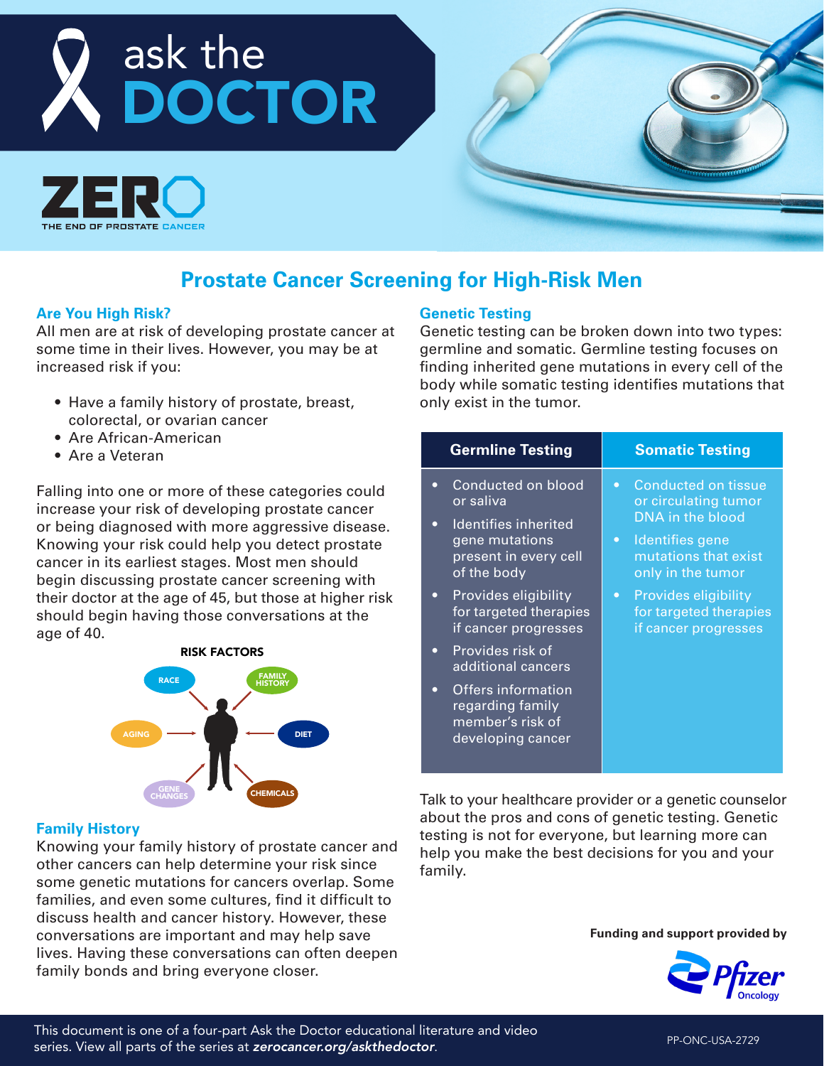# ask the DOCTOR

ZERO THE END OF PROSTATE CANCER

## Prostate Cancer Screening for High-Risk Men

### Are You High Risk?

All men are at risk of developing prostate cancer at some time in their lives. However, you may be at increased risk if you:

- Have a family history of prostate, breast, colorectal, or ovarian cancer
- Are African-American
- Are a Veteran

Falling into one or more of these categories could increase your risk of developing prostate cancer or being diagnosed with more aggressive disease. Knowing your risk could help you detect prostate cancer in its earliest stages. Most men should begin discussing prostate cancer screening with their doctor at the age of 45, but those at higher risk should begin having those conversations at the age of 40.

**RISK FACTORS**

RACE, FAMILY HISTORY, AGING, DIET, GENE CHANGES, CHEMICALS

### Family History

Knowing your family history of prostate cancer and other cancers can help determine your risk since some genetic mutations for cancers overlap. Some families, and even some cultures, find it difficult to discuss health and cancer history. However, these conversations are important and may help save lives. Having these conversations can often deepen family bonds and bring everyone closer.

### Genetic Testing

Genetic testing can be broken down into two types: germline and somatic. Germline testing focuses on finding inherited gene mutations in every cell of the body while somatic testing identifies mutations that only exist in the tumor.

| Germline Testing | Somatic Testing |
| --- | --- |
| • Conducted on blood or saliva<br>• Identifies inherited gene mutations present in every cell of the body<br>• Provides eligibility for targeted therapies if cancer progresses<br>• Provides risk of additional cancers<br>• Offers information regarding family member's risk of developing cancer | • Conducted on tissue or circulating tumor DNA in the blood<br>• Identifies gene mutations that exist only in the tumor<br>• Provides eligibility for targeted therapies if cancer progresses |

Talk to your healthcare provider or a genetic counselor about the pros and cons of genetic testing. Genetic testing is not for everyone, but learning more can help you make the best decisions for you and your family.

**Funding and support provided by**

Pfizer Oncology

This document is one of a four-part Ask the Doctor educational literature and video series. View all parts of the series at ***zerocancer.org/askthedoctor***.

PP-ONC-USA-2729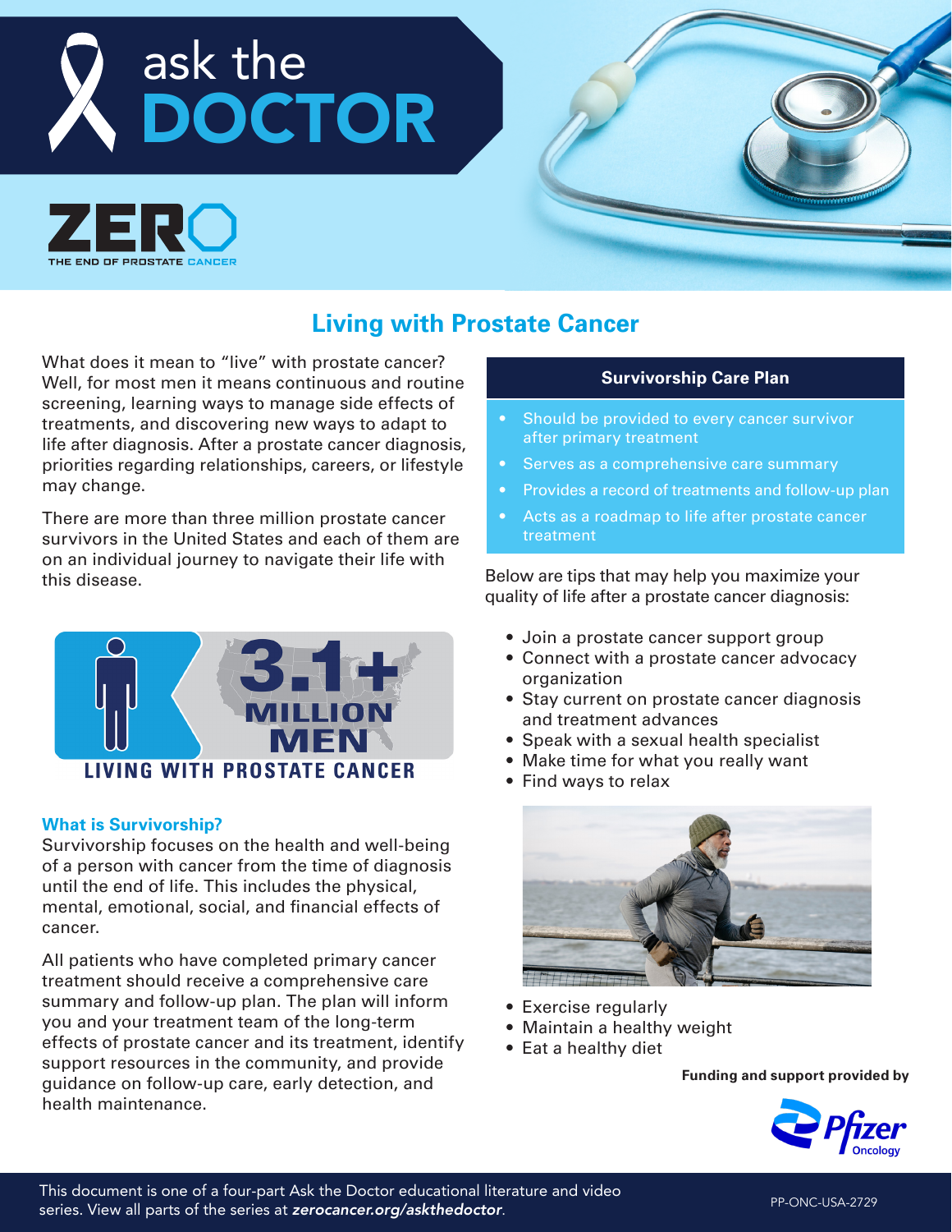# ask the DOCTOR

ZERO — THE END OF PROSTATE CANCER

## Living with Prostate Cancer

What does it mean to "live" with prostate cancer? Well, for most men it means continuous and routine screening, learning ways to manage side effects of treatments, and discovering new ways to adapt to life after diagnosis. After a prostate cancer diagnosis, priorities regarding relationships, careers, or lifestyle may change.

There are more than three million prostate cancer survivors in the United States and each of them are on an individual journey to navigate their life with this disease.

**3.1+ MILLION MEN**

**LIVING WITH PROSTATE CANCER**

### What is Survivorship?

Survivorship focuses on the health and well-being of a person with cancer from the time of diagnosis until the end of life. This includes the physical, mental, emotional, social, and financial effects of cancer.

All patients who have completed primary cancer treatment should receive a comprehensive care summary and follow-up plan. The plan will inform you and your treatment team of the long-term effects of prostate cancer and its treatment, identify support resources in the community, and provide guidance on follow-up care, early detection, and health maintenance.

### Survivorship Care Plan

- Should be provided to every cancer survivor after primary treatment
- Serves as a comprehensive care summary
- Provides a record of treatments and follow-up plan
- Acts as a roadmap to life after prostate cancer treatment

Below are tips that may help you maximize your quality of life after a prostate cancer diagnosis:

- Join a prostate cancer support group
- Connect with a prostate cancer advocacy organization
- Stay current on prostate cancer diagnosis and treatment advances
- Speak with a sexual health specialist
- Make time for what you really want
- Find ways to relax

- Exercise regularly
- Maintain a healthy weight
- Eat a healthy diet

**Funding and support provided by**

Pfizer Oncology

This document is one of a four-part Ask the Doctor educational literature and video series. View all parts of the series at ***zerocancer.org/askthedoctor***.

PP-ONC-USA-2729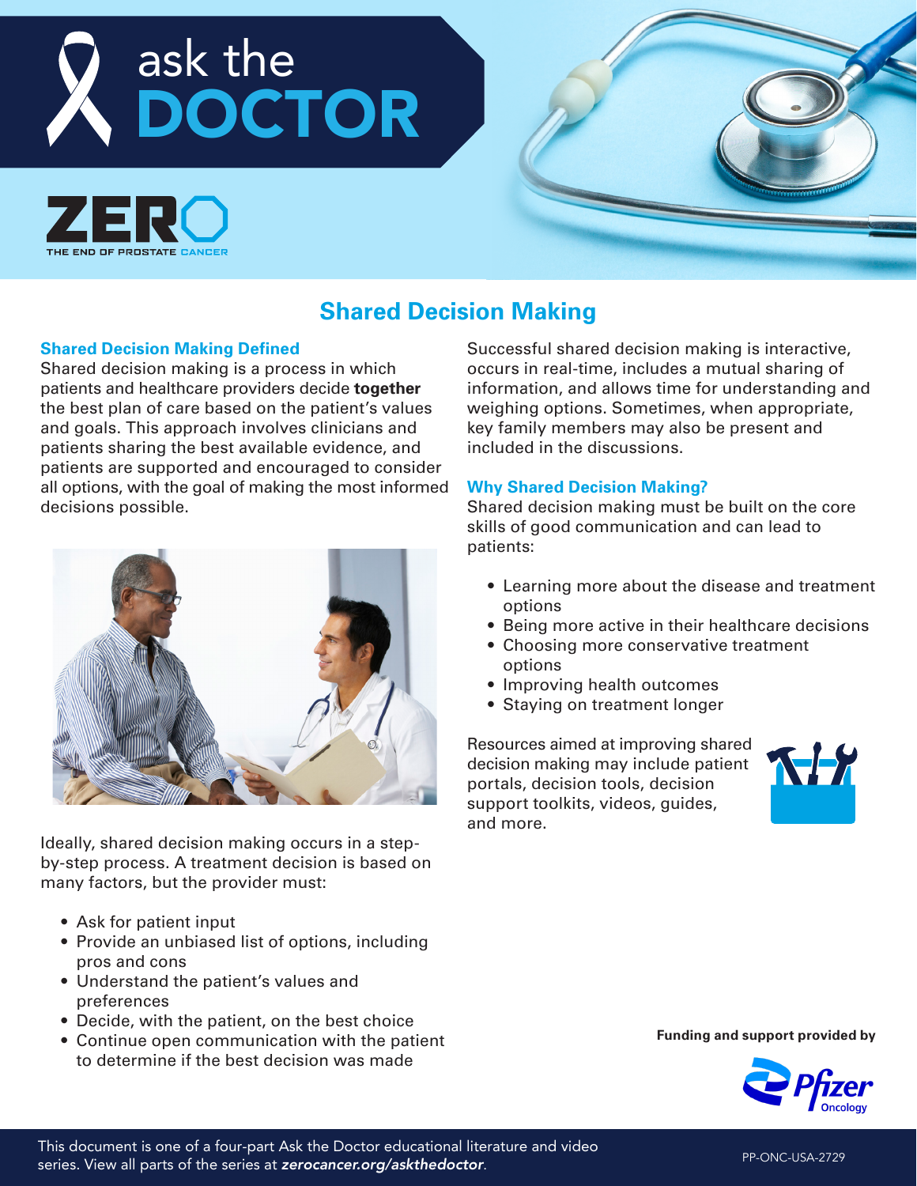ask the DOCTOR

ZERO THE END OF PROSTATE CANCER

# Shared Decision Making

## Shared Decision Making Defined

Shared decision making is a process in which patients and healthcare providers decide **together** the best plan of care based on the patient's values and goals. This approach involves clinicians and patients sharing the best available evidence, and patients are supported and encouraged to consider all options, with the goal of making the most informed decisions possible.

Ideally, shared decision making occurs in a step-by-step process. A treatment decision is based on many factors, but the provider must:

- Ask for patient input
- Provide an unbiased list of options, including pros and cons
- Understand the patient's values and preferences
- Decide, with the patient, on the best choice
- Continue open communication with the patient to determine if the best decision was made

Successful shared decision making is interactive, occurs in real-time, includes a mutual sharing of information, and allows time for understanding and weighing options. Sometimes, when appropriate, key family members may also be present and included in the discussions.

## Why Shared Decision Making?

Shared decision making must be built on the core skills of good communication and can lead to patients:

- Learning more about the disease and treatment options
- Being more active in their healthcare decisions
- Choosing more conservative treatment options
- Improving health outcomes
- Staying on treatment longer

Resources aimed at improving shared decision making may include patient portals, decision tools, decision support toolkits, videos, guides, and more.

**Funding and support provided by**

Pfizer Oncology

This document is one of a four-part Ask the Doctor educational literature and video series. View all parts of the series at ***zerocancer.org/askthedoctor***.

PP-ONC-USA-2729